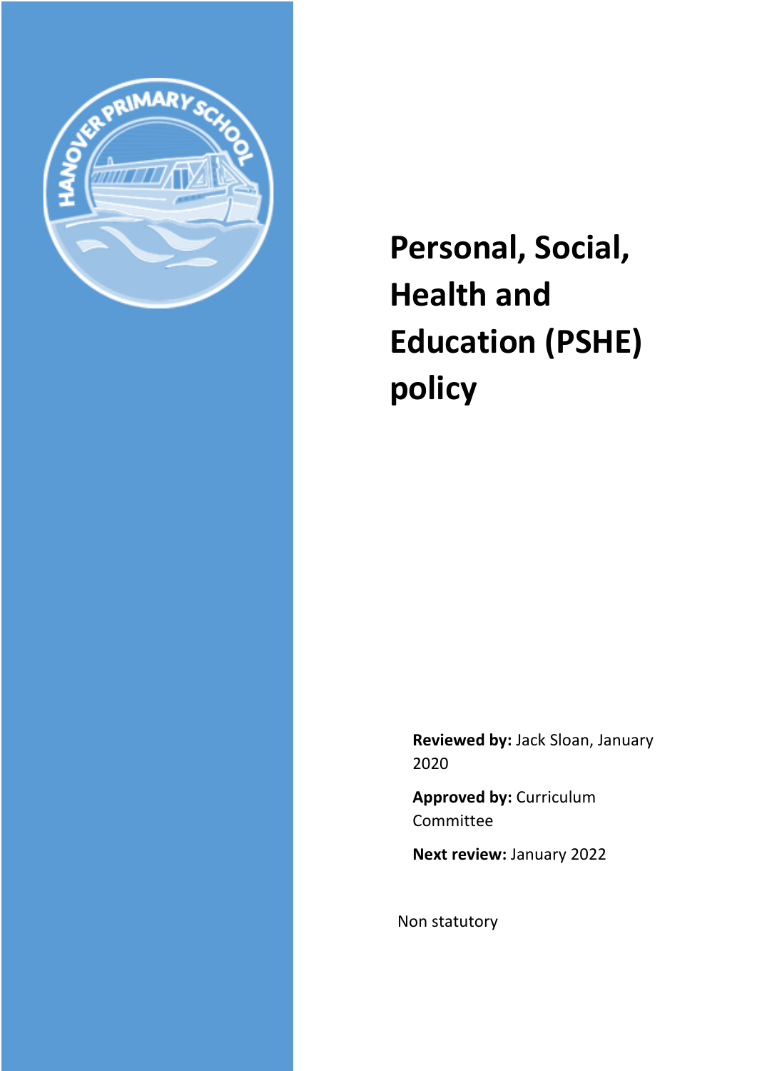# Personal, Social, Health and Education (PSHE) policy

**Reviewed by:** Jack Sloan, January 2020

**Approved by:** Curriculum Committee

**Next review:** January 2022

Non statutory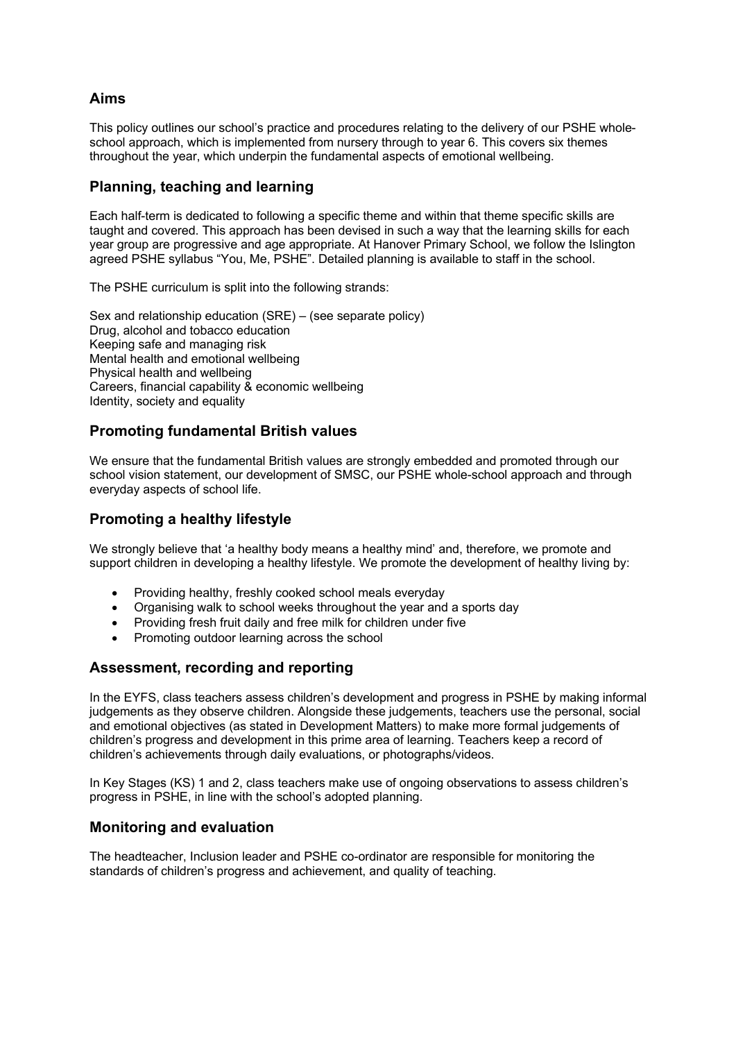## Aims

This policy outlines our school's practice and procedures relating to the delivery of our PSHE whole-school approach, which is implemented from nursery through to year 6. This covers six themes throughout the year, which underpin the fundamental aspects of emotional wellbeing.

## Planning, teaching and learning

Each half-term is dedicated to following a specific theme and within that theme specific skills are taught and covered. This approach has been devised in such a way that the learning skills for each year group are progressive and age appropriate. At Hanover Primary School, we follow the Islington agreed PSHE syllabus "You, Me, PSHE". Detailed planning is available to staff in the school.

The PSHE curriculum is split into the following strands:

Sex and relationship education (SRE) – (see separate policy)
Drug, alcohol and tobacco education
Keeping safe and managing risk
Mental health and emotional wellbeing
Physical health and wellbeing
Careers, financial capability & economic wellbeing
Identity, society and equality

## Promoting fundamental British values

We ensure that the fundamental British values are strongly embedded and promoted through our school vision statement, our development of SMSC, our PSHE whole-school approach and through everyday aspects of school life.

## Promoting a healthy lifestyle

We strongly believe that 'a healthy body means a healthy mind' and, therefore, we promote and support children in developing a healthy lifestyle. We promote the development of healthy living by:

- Providing healthy, freshly cooked school meals everyday
- Organising walk to school weeks throughout the year and a sports day
- Providing fresh fruit daily and free milk for children under five
- Promoting outdoor learning across the school

## Assessment, recording and reporting

In the EYFS, class teachers assess children's development and progress in PSHE by making informal judgements as they observe children. Alongside these judgements, teachers use the personal, social and emotional objectives (as stated in Development Matters) to make more formal judgements of children's progress and development in this prime area of learning. Teachers keep a record of children's achievements through daily evaluations, or photographs/videos.

In Key Stages (KS) 1 and 2, class teachers make use of ongoing observations to assess children's progress in PSHE, in line with the school's adopted planning.

## Monitoring and evaluation

The headteacher, Inclusion leader and PSHE co-ordinator are responsible for monitoring the standards of children's progress and achievement, and quality of teaching.